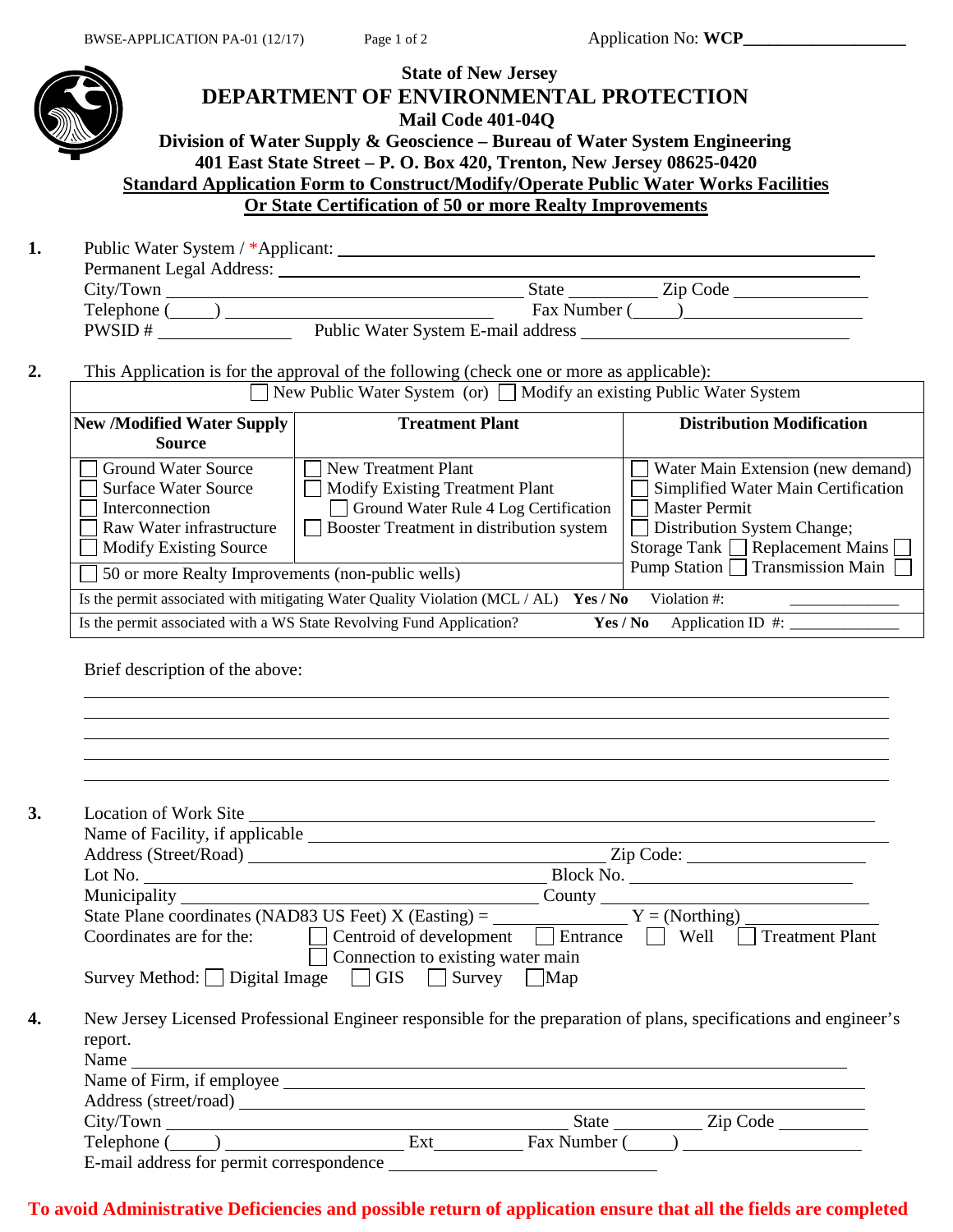BWSE-APPLICATION PA-01 (12/17)

Application No: **WCP**__________________

**State of New Jersey**

# DEPARTMENT OF ENVIRONMENTAL PROTECTION

**Mail Code 401-04Q**

**Division of Water Supply & Geoscience – Bureau of Water System Engineering**

**401 East State Street – P. O. Box 420, Trenton, New Jersey 08625-0420**

**Standard Application Form to Construct/Modify/Operate Public Water Works Facilities**
**Or State Certification of 50 or more Realty Improvements**

**1.** Public Water System / *Applicant: ______________________________________________
Permanent Legal Address: ______________________________________________
City/Town ______________________ State __________ Zip Code ______________
Telephone (_____) ______________________ Fax Number (_____) ______________________
PWSID # ______________ Public Water System E-mail address ______________________

**2.** This Application is for the approval of the following (check one or more as applicable):

☐ New Public Water System (or) ☐ Modify an existing Public Water System

| New /Modified Water Supply Source | Treatment Plant | Distribution Modification |
|---|---|---|
| ☐ Ground Water Source<br>☐ Surface Water Source<br>☐ Interconnection<br>☐ Raw Water infrastructure<br>☐ Modify Existing Source | ☐ New Treatment Plant<br>☐ Modify Existing Treatment Plant<br>☐ Ground Water Rule 4 Log Certification<br>☐ Booster Treatment in distribution system | ☐ Water Main Extension (new demand)<br>☐ Simplified Water Main Certification<br>☐ Master Permit<br>☐ Distribution System Change;<br>Storage Tank ☐ Replacement Mains ☐<br>Pump Station ☐ Transmission Main ☐ |
| ☐ 50 or more Realty Improvements (non-public wells) | | |
| Is the permit associated with mitigating Water Quality Violation (MCL / AL) **Yes / No** | | Violation #: ______________ |
| Is the permit associated with a WS State Revolving Fund Application? **Yes / No** | | Application ID #: ______________ |

Brief description of the above:

______________________________________________
______________________________________________
______________________________________________
______________________________________________
______________________________________________

**3.** Location of Work Site ______________________________________________
Name of Facility, if applicable ______________________________________________
Address (Street/Road) ______________________________ Zip Code: ______________
Lot No. ______________________________ Block No. ______________________
Municipality ______________________________ County ______________________
State Plane coordinates (NAD83 US Feet) X (Easting) = ______________ Y = (Northing) ______________
Coordinates are for the: ☐ Centroid of development ☐ Entrance ☐ Well ☐ Treatment Plant ☐ Connection to existing water main
Survey Method: ☐ Digital Image ☐ GIS ☐ Survey ☐ Map

**4.** New Jersey Licensed Professional Engineer responsible for the preparation of plans, specifications and engineer's report.
Name ______________________________________________
Name of Firm, if employee ______________________________________________
Address (street/road) ______________________________________________
City/Town ______________________ State __________ Zip Code __________
Telephone (_____) ______________ Ext__________ Fax Number (_____) ______________
E-mail address for permit correspondence ______________________________

**To avoid Administrative Deficiencies and possible return of application ensure that all the fields are completed**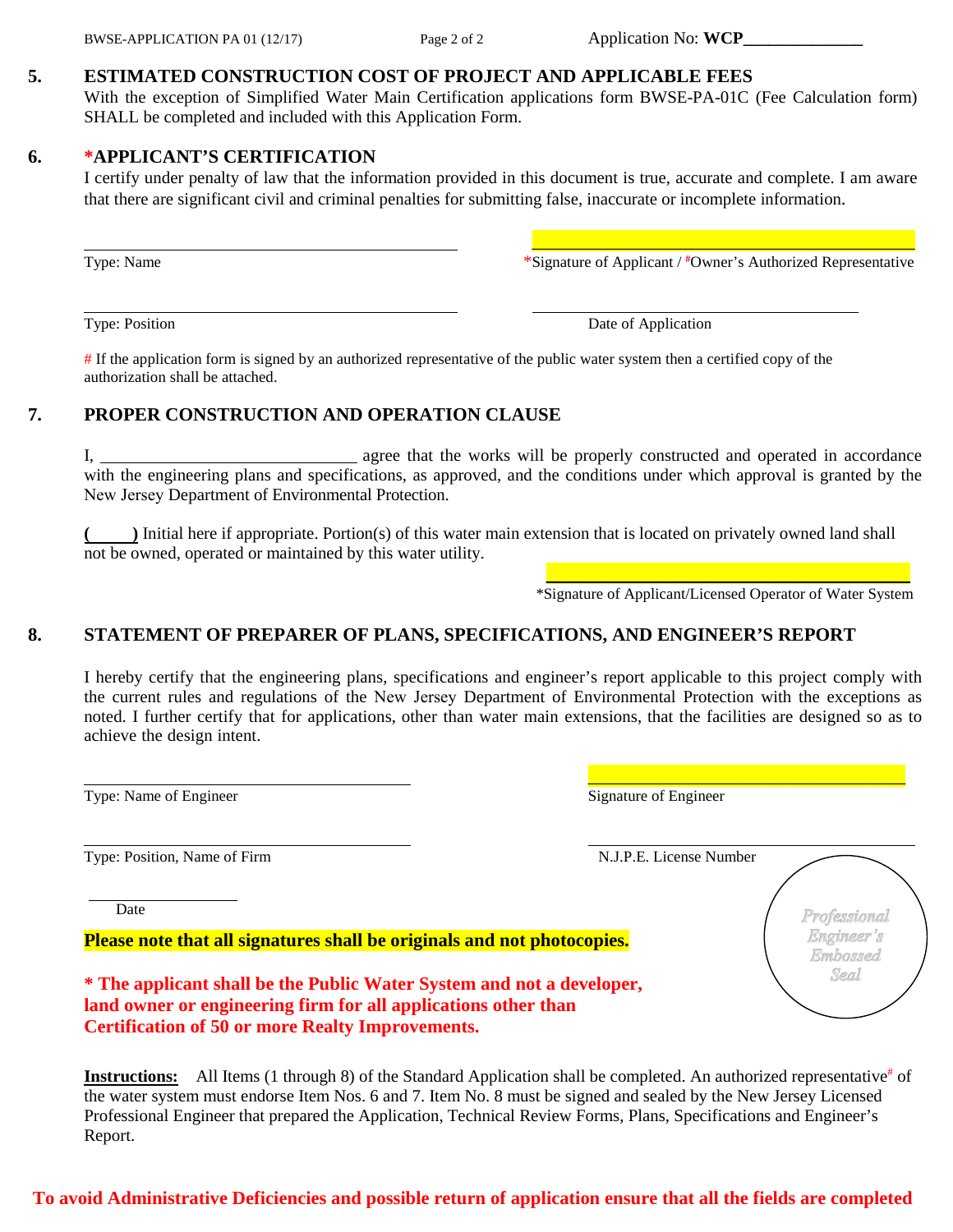Application No: **WCP**\_\_\_\_\_\_\_\_\_\_\_\_\_\_

## 5. ESTIMATED CONSTRUCTION COST OF PROJECT AND APPLICABLE FEES

With the exception of Simplified Water Main Certification applications form BWSE-PA-01C (Fee Calculation form) SHALL be completed and included with this Application Form.

## 6. *APPLICANT'S CERTIFICATION

I certify under penalty of law that the information provided in this document is true, accurate and complete. I am aware that there are significant civil and criminal penalties for submitting false, inaccurate or incomplete information.

\_\_\_\_\_\_\_\_\_\_\_\_\_\_\_\_\_\_\_\_\_\_\_\_\_\_\_\_\_\_\_\_\_\_\_\_\_\_\_\_ \_\_\_\_\_\_\_\_\_\_\_\_\_\_\_\_\_\_\_\_\_\_\_\_\_\_\_\_\_\_\_\_\_\_\_\_\_\_\_\_
Type: Name *Signature of Applicant / #Owner's Authorized Representative

\_\_\_\_\_\_\_\_\_\_\_\_\_\_\_\_\_\_\_\_\_\_\_\_\_\_\_\_\_\_\_\_\_\_\_\_\_\_\_\_ \_\_\_\_\_\_\_\_\_\_\_\_\_\_\_\_\_\_\_\_\_\_\_\_\_\_\_\_\_\_\_\_\_\_\_
Type: Position Date of Application

# If the application form is signed by an authorized representative of the public water system then a certified copy of the authorization shall be attached.

## 7. PROPER CONSTRUCTION AND OPERATION CLAUSE

I, \_\_\_\_\_\_\_\_\_\_\_\_\_\_\_\_\_\_\_\_\_\_\_\_\_\_\_\_\_\_ agree that the works will be properly constructed and operated in accordance with the engineering plans and specifications, as approved, and the conditions under which approval is granted by the New Jersey Department of Environmental Protection.

**(\_\_\_\_\_)** Initial here if appropriate. Portion(s) of this water main extension that is located on privately owned land shall not be owned, operated or maintained by this water utility.

\_\_\_\_\_\_\_\_\_\_\_\_\_\_\_\_\_\_\_\_\_\_\_\_\_\_\_\_\_\_\_\_\_\_\_\_\_\_\_\_
*Signature of Applicant/Licensed Operator of Water System

## 8. STATEMENT OF PREPARER OF PLANS, SPECIFICATIONS, AND ENGINEER'S REPORT

I hereby certify that the engineering plans, specifications and engineer's report applicable to this project comply with the current rules and regulations of the New Jersey Department of Environmental Protection with the exceptions as noted. I further certify that for applications, other than water main extensions, that the facilities are designed so as to achieve the design intent.

\_\_\_\_\_\_\_\_\_\_\_\_\_\_\_\_\_\_\_\_\_\_\_\_\_\_\_\_\_\_\_\_\_\_\_\_\_\_\_\_ \_\_\_\_\_\_\_\_\_\_\_\_\_\_\_\_\_\_\_\_\_\_\_\_\_\_\_\_\_\_\_\_\_\_\_
Type: Name of Engineer Signature of Engineer

\_\_\_\_\_\_\_\_\_\_\_\_\_\_\_\_\_\_\_\_\_\_\_\_\_\_\_\_\_\_\_\_\_\_\_\_\_\_\_\_ \_\_\_\_\_\_\_\_\_\_\_\_\_\_\_\_\_\_\_\_\_\_\_\_\_\_\_\_\_\_\_\_\_\_\_
Type: Position, Name of Firm N.J.P.E. License Number

\_\_\_\_\_\_\_\_\_\_\_\_\_\_\_\_
Date

Professional Engineer's Embossed Seal

**Please note that all signatures shall be originals and not photocopies.**

**\* The applicant shall be the Public Water System and not a developer, land owner or engineering firm for all applications other than Certification of 50 or more Realty Improvements.**

**Instructions:** All Items (1 through 8) of the Standard Application shall be completed. An authorized representative# of the water system must endorse Item Nos. 6 and 7. Item No. 8 must be signed and sealed by the New Jersey Licensed Professional Engineer that prepared the Application, Technical Review Forms, Plans, Specifications and Engineer's Report.

**To avoid Administrative Deficiencies and possible return of application ensure that all the fields are completed**